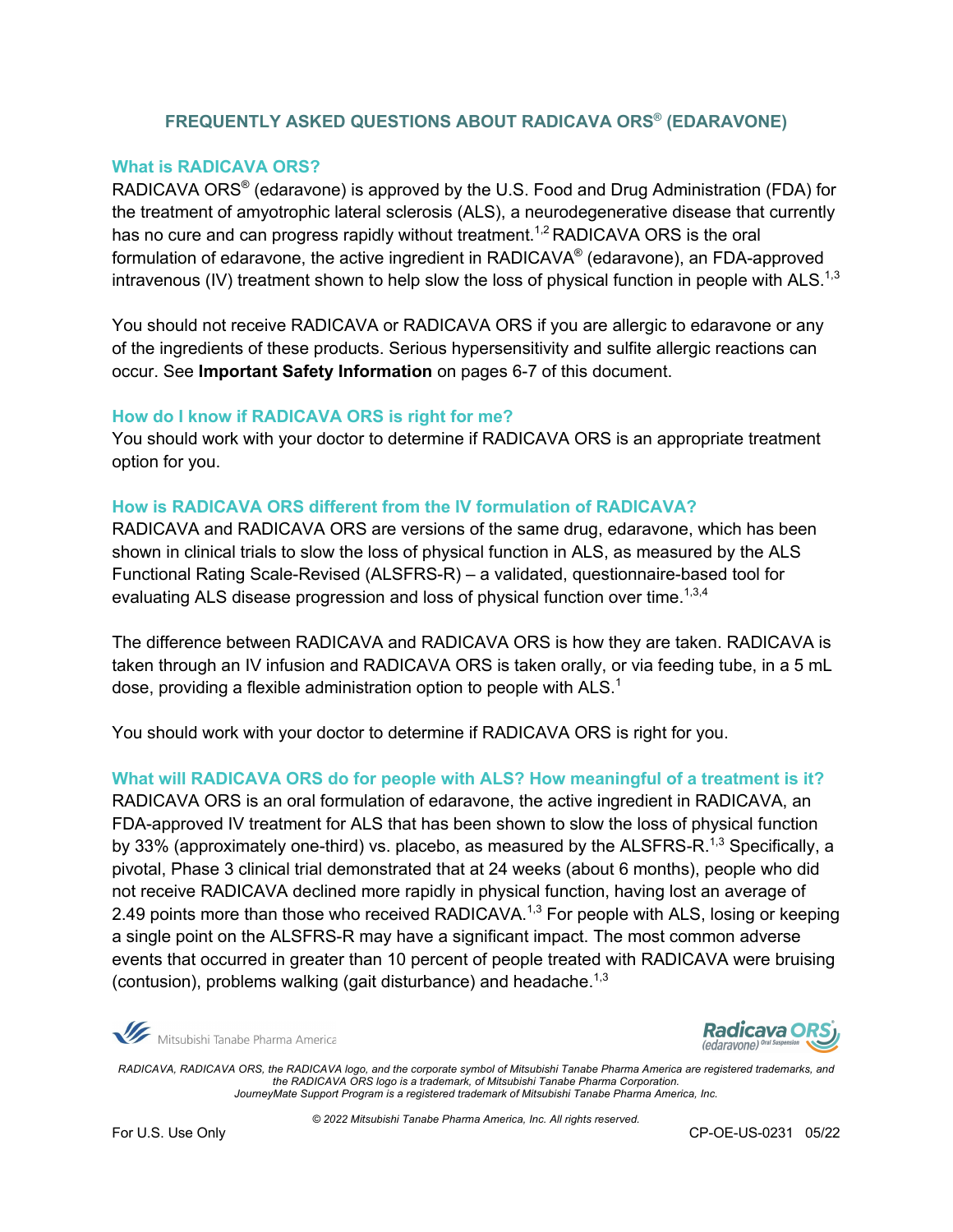# FREQUENTLY ASKED QUESTIONS ABOUT RADICAVA ORS® (EDARAVONE)

## What is RADICAVA ORS?

RADICAVA ORS® (edaravone) is approved by the U.S. Food and Drug Administration (FDA) for the treatment of amyotrophic lateral sclerosis (ALS), a neurodegenerative disease that currently has no cure and can progress rapidly without treatment.[1,2] RADICAVA ORS is the oral formulation of edaravone, the active ingredient in RADICAVA® (edaravone), an FDA-approved intravenous (IV) treatment shown to help slow the loss of physical function in people with ALS.[1,3]

You should not receive RADICAVA or RADICAVA ORS if you are allergic to edaravone or any of the ingredients of these products. Serious hypersensitivity and sulfite allergic reactions can occur. See **Important Safety Information** on pages 6-7 of this document.

## How do I know if RADICAVA ORS is right for me?

You should work with your doctor to determine if RADICAVA ORS is an appropriate treatment option for you.

## How is RADICAVA ORS different from the IV formulation of RADICAVA?

RADICAVA and RADICAVA ORS are versions of the same drug, edaravone, which has been shown in clinical trials to slow the loss of physical function in ALS, as measured by the ALS Functional Rating Scale-Revised (ALSFRS-R) – a validated, questionnaire-based tool for evaluating ALS disease progression and loss of physical function over time.[1,3,4]

The difference between RADICAVA and RADICAVA ORS is how they are taken. RADICAVA is taken through an IV infusion and RADICAVA ORS is taken orally, or via feeding tube, in a 5 mL dose, providing a flexible administration option to people with ALS.[1]

You should work with your doctor to determine if RADICAVA ORS is right for you.

## What will RADICAVA ORS do for people with ALS? How meaningful of a treatment is it?

RADICAVA ORS is an oral formulation of edaravone, the active ingredient in RADICAVA, an FDA-approved IV treatment for ALS that has been shown to slow the loss of physical function by 33% (approximately one-third) vs. placebo, as measured by the ALSFRS-R.[1,3] Specifically, a pivotal, Phase 3 clinical trial demonstrated that at 24 weeks (about 6 months), people who did not receive RADICAVA declined more rapidly in physical function, having lost an average of 2.49 points more than those who received RADICAVA.[1,3] For people with ALS, losing or keeping a single point on the ALSFRS-R may have a significant impact. The most common adverse events that occurred in greater than 10 percent of people treated with RADICAVA were bruising (contusion), problems walking (gait disturbance) and headache.[1,3]

*RADICAVA, RADICAVA ORS, the RADICAVA logo, and the corporate symbol of Mitsubishi Tanabe Pharma America are registered trademarks, and the RADICAVA ORS logo is a trademark, of Mitsubishi Tanabe Pharma Corporation. JourneyMate Support Program is a registered trademark of Mitsubishi Tanabe Pharma America, Inc.*

*© 2022 Mitsubishi Tanabe Pharma America, Inc. All rights reserved.*

For U.S. Use Only

CP-OE-US-0231 05/22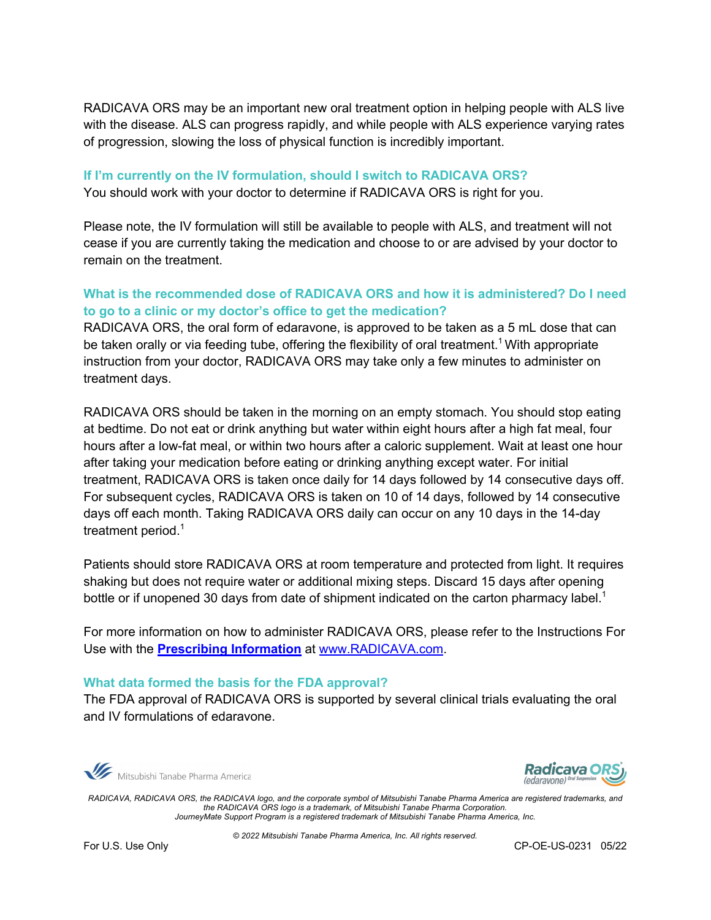RADICAVA ORS may be an important new oral treatment option in helping people with ALS live with the disease. ALS can progress rapidly, and while people with ALS experience varying rates of progression, slowing the loss of physical function is incredibly important.

### If I'm currently on the IV formulation, should I switch to RADICAVA ORS?

You should work with your doctor to determine if RADICAVA ORS is right for you.

Please note, the IV formulation will still be available to people with ALS, and treatment will not cease if you are currently taking the medication and choose to or are advised by your doctor to remain on the treatment.

### What is the recommended dose of RADICAVA ORS and how it is administered? Do I need to go to a clinic or my doctor's office to get the medication?

RADICAVA ORS, the oral form of edaravone, is approved to be taken as a 5 mL dose that can be taken orally or via feeding tube, offering the flexibility of oral treatment.[1] With appropriate instruction from your doctor, RADICAVA ORS may take only a few minutes to administer on treatment days.

RADICAVA ORS should be taken in the morning on an empty stomach. You should stop eating at bedtime. Do not eat or drink anything but water within eight hours after a high fat meal, four hours after a low-fat meal, or within two hours after a caloric supplement. Wait at least one hour after taking your medication before eating or drinking anything except water. For initial treatment, RADICAVA ORS is taken once daily for 14 days followed by 14 consecutive days off. For subsequent cycles, RADICAVA ORS is taken on 10 of 14 days, followed by 14 consecutive days off each month. Taking RADICAVA ORS daily can occur on any 10 days in the 14-day treatment period.[1]

Patients should store RADICAVA ORS at room temperature and protected from light. It requires shaking but does not require water or additional mixing steps. Discard 15 days after opening bottle or if unopened 30 days from date of shipment indicated on the carton pharmacy label.[1]

For more information on how to administer RADICAVA ORS, please refer to the Instructions For Use with the **Prescribing Information** at www.RADICAVA.com.

### What data formed the basis for the FDA approval?

The FDA approval of RADICAVA ORS is supported by several clinical trials evaluating the oral and IV formulations of edaravone.

Mitsubishi Tanabe Pharma America

Radicava ORS (edaravone) Oral Suspension

*RADICAVA, RADICAVA ORS, the RADICAVA logo, and the corporate symbol of Mitsubishi Tanabe Pharma America are registered trademarks, and the RADICAVA ORS logo is a trademark, of Mitsubishi Tanabe Pharma Corporation. JourneyMate Support Program is a registered trademark of Mitsubishi Tanabe Pharma America, Inc.*

*© 2022 Mitsubishi Tanabe Pharma America, Inc. All rights reserved.*

For U.S. Use Only

CP-OE-US-0231 05/22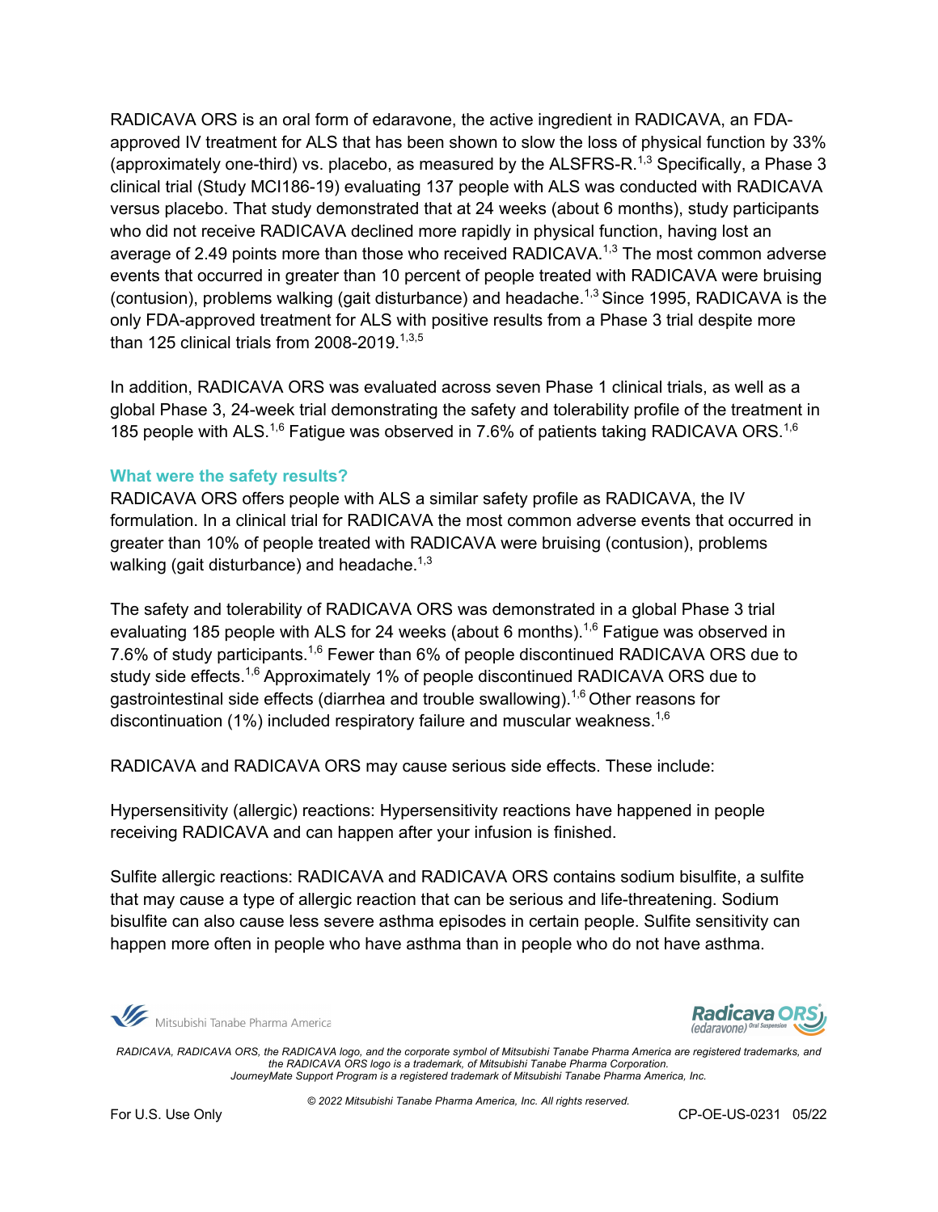RADICAVA ORS is an oral form of edaravone, the active ingredient in RADICAVA, an FDA-approved IV treatment for ALS that has been shown to slow the loss of physical function by 33% (approximately one-third) vs. placebo, as measured by the ALSFRS-R.[1,3] Specifically, a Phase 3 clinical trial (Study MCI186-19) evaluating 137 people with ALS was conducted with RADICAVA versus placebo. That study demonstrated that at 24 weeks (about 6 months), study participants who did not receive RADICAVA declined more rapidly in physical function, having lost an average of 2.49 points more than those who received RADICAVA.[1,3] The most common adverse events that occurred in greater than 10 percent of people treated with RADICAVA were bruising (contusion), problems walking (gait disturbance) and headache.[1,3] Since 1995, RADICAVA is the only FDA-approved treatment for ALS with positive results from a Phase 3 trial despite more than 125 clinical trials from 2008-2019.[1,3,5]

In addition, RADICAVA ORS was evaluated across seven Phase 1 clinical trials, as well as a global Phase 3, 24-week trial demonstrating the safety and tolerability profile of the treatment in 185 people with ALS.[1,6] Fatigue was observed in 7.6% of patients taking RADICAVA ORS.[1,6]

### What were the safety results?

RADICAVA ORS offers people with ALS a similar safety profile as RADICAVA, the IV formulation. In a clinical trial for RADICAVA the most common adverse events that occurred in greater than 10% of people treated with RADICAVA were bruising (contusion), problems walking (gait disturbance) and headache.[1,3]

The safety and tolerability of RADICAVA ORS was demonstrated in a global Phase 3 trial evaluating 185 people with ALS for 24 weeks (about 6 months).[1,6] Fatigue was observed in 7.6% of study participants.[1,6] Fewer than 6% of people discontinued RADICAVA ORS due to study side effects.[1,6] Approximately 1% of people discontinued RADICAVA ORS due to gastrointestinal side effects (diarrhea and trouble swallowing).[1,6] Other reasons for discontinuation (1%) included respiratory failure and muscular weakness.[1,6]

RADICAVA and RADICAVA ORS may cause serious side effects. These include:

Hypersensitivity (allergic) reactions: Hypersensitivity reactions have happened in people receiving RADICAVA and can happen after your infusion is finished.

Sulfite allergic reactions: RADICAVA and RADICAVA ORS contains sodium bisulfite, a sulfite that may cause a type of allergic reaction that can be serious and life-threatening. Sodium bisulfite can also cause less severe asthma episodes in certain people. Sulfite sensitivity can happen more often in people who have asthma than in people who do not have asthma.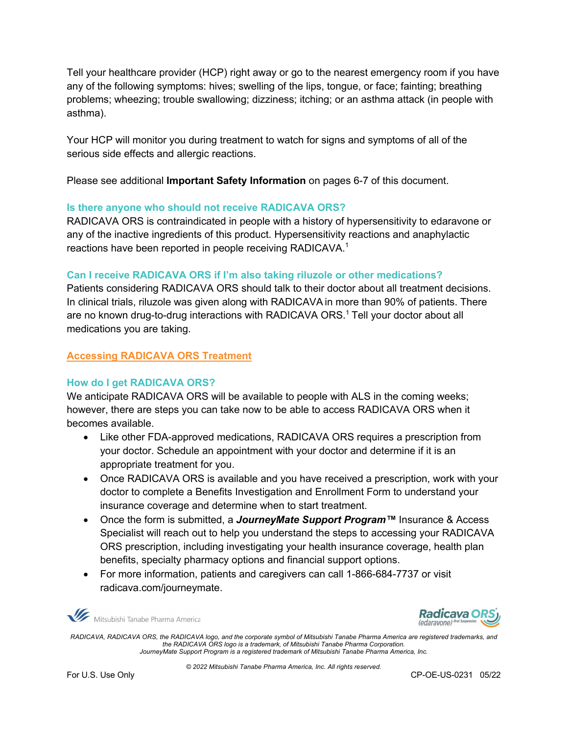Tell your healthcare provider (HCP) right away or go to the nearest emergency room if you have any of the following symptoms: hives; swelling of the lips, tongue, or face; fainting; breathing problems; wheezing; trouble swallowing; dizziness; itching; or an asthma attack (in people with asthma).

Your HCP will monitor you during treatment to watch for signs and symptoms of all of the serious side effects and allergic reactions.

Please see additional **Important Safety Information** on pages 6-7 of this document.

### Is there anyone who should not receive RADICAVA ORS?

RADICAVA ORS is contraindicated in people with a history of hypersensitivity to edaravone or any of the inactive ingredients of this product. Hypersensitivity reactions and anaphylactic reactions have been reported in people receiving RADICAVA.[1]

### Can I receive RADICAVA ORS if I'm also taking riluzole or other medications?

Patients considering RADICAVA ORS should talk to their doctor about all treatment decisions. In clinical trials, riluzole was given along with RADICAVA in more than 90% of patients. There are no known drug-to-drug interactions with RADICAVA ORS.[1] Tell your doctor about all medications you are taking.

## Accessing RADICAVA ORS Treatment

### How do I get RADICAVA ORS?

We anticipate RADICAVA ORS will be available to people with ALS in the coming weeks; however, there are steps you can take now to be able to access RADICAVA ORS when it becomes available.

- Like other FDA-approved medications, RADICAVA ORS requires a prescription from your doctor. Schedule an appointment with your doctor and determine if it is an appropriate treatment for you.
- Once RADICAVA ORS is available and you have received a prescription, work with your doctor to complete a Benefits Investigation and Enrollment Form to understand your insurance coverage and determine when to start treatment.
- Once the form is submitted, a ***JourneyMate Support Program™*** Insurance & Access Specialist will reach out to help you understand the steps to accessing your RADICAVA ORS prescription, including investigating your health insurance coverage, health plan benefits, specialty pharmacy options and financial support options.
- For more information, patients and caregivers can call 1-866-684-7737 or visit radicava.com/journeymate.

Mitsubishi Tanabe Pharma America

Radicava ORS (edaravone) Oral Suspension

*RADICAVA, RADICAVA ORS, the RADICAVA logo, and the corporate symbol of Mitsubishi Tanabe Pharma America are registered trademarks, and the RADICAVA ORS logo is a trademark, of Mitsubishi Tanabe Pharma Corporation. JourneyMate Support Program is a registered trademark of Mitsubishi Tanabe Pharma America, Inc.*

*© 2022 Mitsubishi Tanabe Pharma America, Inc. All rights reserved.*

For U.S. Use Only

CP-OE-US-0231 05/22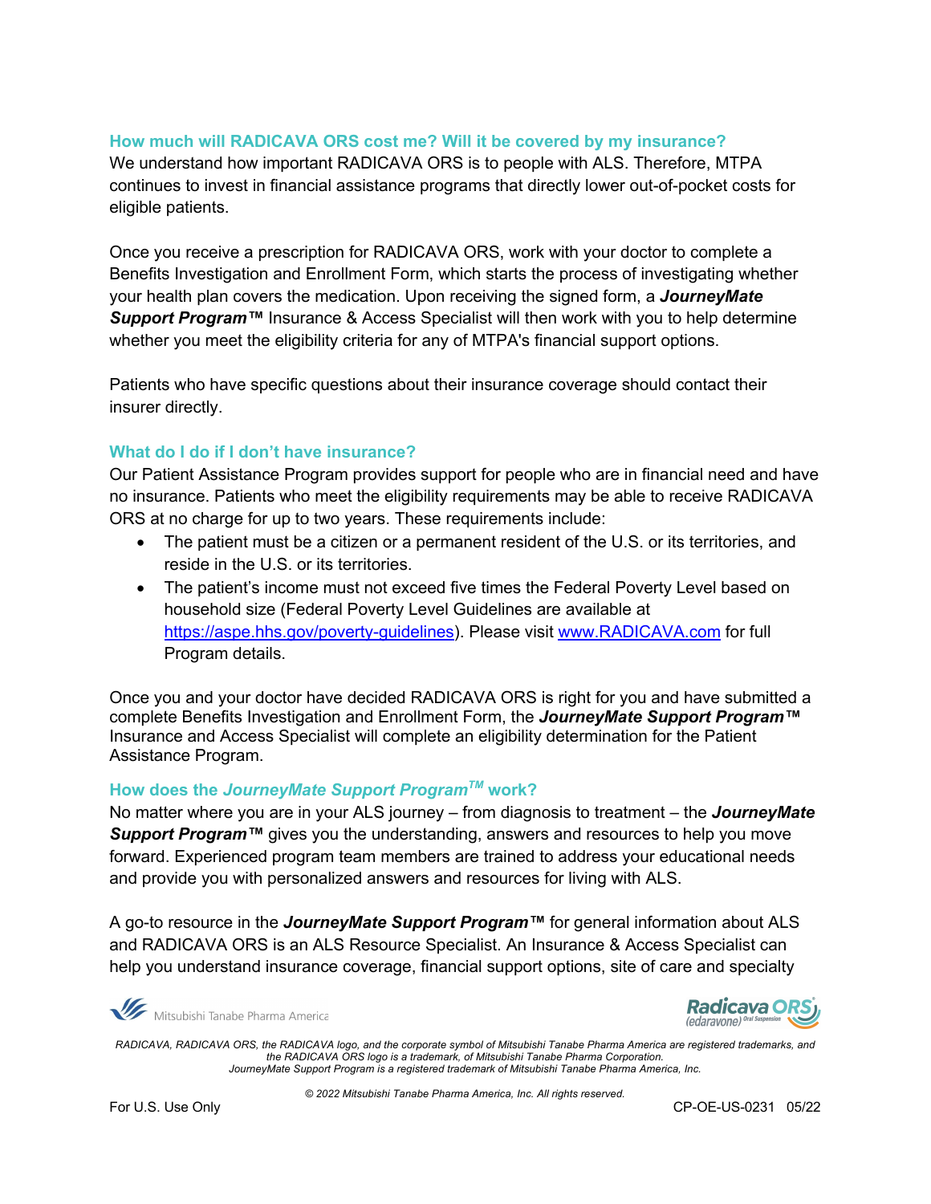### How much will RADICAVA ORS cost me? Will it be covered by my insurance?

We understand how important RADICAVA ORS is to people with ALS. Therefore, MTPA continues to invest in financial assistance programs that directly lower out-of-pocket costs for eligible patients.

Once you receive a prescription for RADICAVA ORS, work with your doctor to complete a Benefits Investigation and Enrollment Form, which starts the process of investigating whether your health plan covers the medication. Upon receiving the signed form, a ***JourneyMate Support Program™*** Insurance & Access Specialist will then work with you to help determine whether you meet the eligibility criteria for any of MTPA's financial support options.

Patients who have specific questions about their insurance coverage should contact their insurer directly.

### What do I do if I don't have insurance?

Our Patient Assistance Program provides support for people who are in financial need and have no insurance. Patients who meet the eligibility requirements may be able to receive RADICAVA ORS at no charge for up to two years. These requirements include:

- The patient must be a citizen or a permanent resident of the U.S. or its territories, and reside in the U.S. or its territories.
- The patient's income must not exceed five times the Federal Poverty Level based on household size (Federal Poverty Level Guidelines are available at https://aspe.hhs.gov/poverty-guidelines). Please visit www.RADICAVA.com for full Program details.

Once you and your doctor have decided RADICAVA ORS is right for you and have submitted a complete Benefits Investigation and Enrollment Form, the ***JourneyMate Support Program™*** Insurance and Access Specialist will complete an eligibility determination for the Patient Assistance Program.

### How does the *JourneyMate Support Program™* work?

No matter where you are in your ALS journey – from diagnosis to treatment – the ***JourneyMate Support Program™*** gives you the understanding, answers and resources to help you move forward. Experienced program team members are trained to address your educational needs and provide you with personalized answers and resources for living with ALS.

A go-to resource in the ***JourneyMate Support Program™*** for general information about ALS and RADICAVA ORS is an ALS Resource Specialist. An Insurance & Access Specialist can help you understand insurance coverage, financial support options, site of care and specialty

*RADICAVA, RADICAVA ORS, the RADICAVA logo, and the corporate symbol of Mitsubishi Tanabe Pharma America are registered trademarks, and the RADICAVA ORS logo is a trademark, of Mitsubishi Tanabe Pharma Corporation. JourneyMate Support Program is a registered trademark of Mitsubishi Tanabe Pharma America, Inc.*

*© 2022 Mitsubishi Tanabe Pharma America, Inc. All rights reserved.*

For U.S. Use Only CP-OE-US-0231 05/22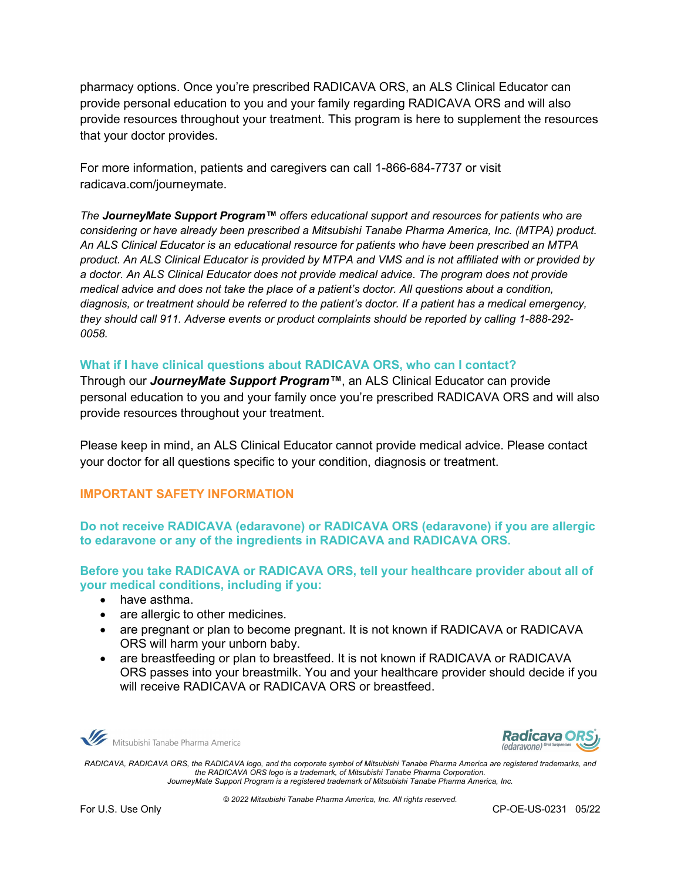pharmacy options. Once you're prescribed RADICAVA ORS, an ALS Clinical Educator can provide personal education to you and your family regarding RADICAVA ORS and will also provide resources throughout your treatment. This program is here to supplement the resources that your doctor provides.

For more information, patients and caregivers can call 1-866-684-7737 or visit radicava.com/journeymate.

*The **JourneyMate Support Program™** offers educational support and resources for patients who are considering or have already been prescribed a Mitsubishi Tanabe Pharma America, Inc. (MTPA) product. An ALS Clinical Educator is an educational resource for patients who have been prescribed an MTPA product. An ALS Clinical Educator is provided by MTPA and VMS and is not affiliated with or provided by a doctor. An ALS Clinical Educator does not provide medical advice. The program does not provide medical advice and does not take the place of a patient's doctor. All questions about a condition, diagnosis, or treatment should be referred to the patient's doctor. If a patient has a medical emergency, they should call 911. Adverse events or product complaints should be reported by calling 1-888-292-0058.*

### What if I have clinical questions about RADICAVA ORS, who can I contact?

Through our ***JourneyMate Support Program™***, an ALS Clinical Educator can provide personal education to you and your family once you're prescribed RADICAVA ORS and will also provide resources throughout your treatment.

Please keep in mind, an ALS Clinical Educator cannot provide medical advice. Please contact your doctor for all questions specific to your condition, diagnosis or treatment.

## IMPORTANT SAFETY INFORMATION

**Do not receive RADICAVA (edaravone) or RADICAVA ORS (edaravone) if you are allergic to edaravone or any of the ingredients in RADICAVA and RADICAVA ORS.**

**Before you take RADICAVA or RADICAVA ORS, tell your healthcare provider about all of your medical conditions, including if you:**

- have asthma.
- are allergic to other medicines.
- are pregnant or plan to become pregnant. It is not known if RADICAVA or RADICAVA ORS will harm your unborn baby.
- are breastfeeding or plan to breastfeed. It is not known if RADICAVA or RADICAVA ORS passes into your breastmilk. You and your healthcare provider should decide if you will receive RADICAVA or RADICAVA ORS or breastfeed.

*RADICAVA, RADICAVA ORS, the RADICAVA logo, and the corporate symbol of Mitsubishi Tanabe Pharma America are registered trademarks, and the RADICAVA ORS logo is a trademark, of Mitsubishi Tanabe Pharma Corporation. JourneyMate Support Program is a registered trademark of Mitsubishi Tanabe Pharma America, Inc.*

*© 2022 Mitsubishi Tanabe Pharma America, Inc. All rights reserved.*

For U.S. Use Only CP-OE-US-0231 05/22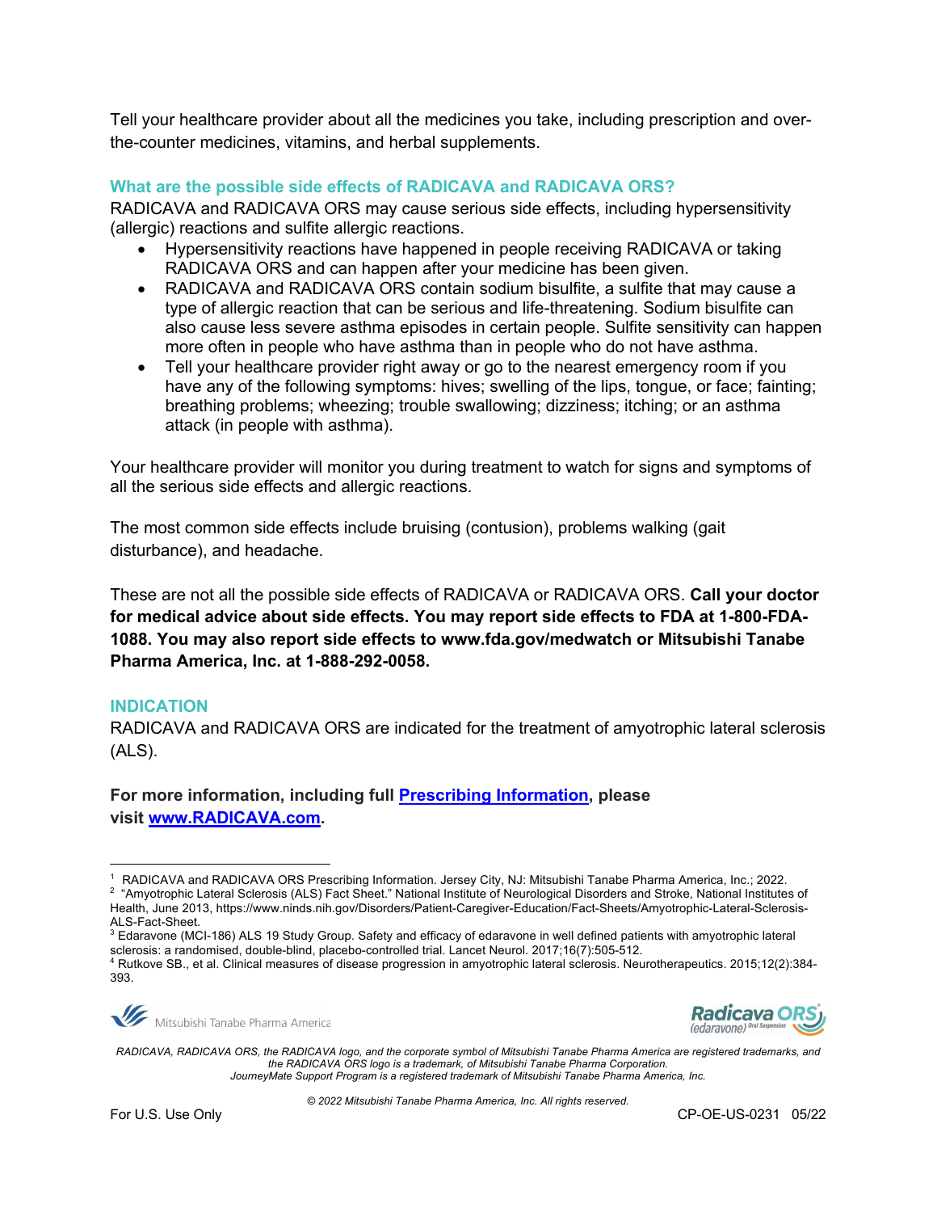Tell your healthcare provider about all the medicines you take, including prescription and over-the-counter medicines, vitamins, and herbal supplements.

### What are the possible side effects of RADICAVA and RADICAVA ORS?

RADICAVA and RADICAVA ORS may cause serious side effects, including hypersensitivity (allergic) reactions and sulfite allergic reactions.

- Hypersensitivity reactions have happened in people receiving RADICAVA or taking RADICAVA ORS and can happen after your medicine has been given.
- RADICAVA and RADICAVA ORS contain sodium bisulfite, a sulfite that may cause a type of allergic reaction that can be serious and life-threatening. Sodium bisulfite can also cause less severe asthma episodes in certain people. Sulfite sensitivity can happen more often in people who have asthma than in people who do not have asthma.
- Tell your healthcare provider right away or go to the nearest emergency room if you have any of the following symptoms: hives; swelling of the lips, tongue, or face; fainting; breathing problems; wheezing; trouble swallowing; dizziness; itching; or an asthma attack (in people with asthma).

Your healthcare provider will monitor you during treatment to watch for signs and symptoms of all the serious side effects and allergic reactions.

The most common side effects include bruising (contusion), problems walking (gait disturbance), and headache.

These are not all the possible side effects of RADICAVA or RADICAVA ORS. **Call your doctor for medical advice about side effects. You may report side effects to FDA at 1-800-FDA-1088. You may also report side effects to www.fda.gov/medwatch or Mitsubishi Tanabe Pharma America, Inc. at 1-888-292-0058.**

### INDICATION

RADICAVA and RADICAVA ORS are indicated for the treatment of amyotrophic lateral sclerosis (ALS).

**For more information, including full [Prescribing Information](), please visit [www.RADICAVA.com](www.RADICAVA.com).**

---

[1] RADICAVA and RADICAVA ORS Prescribing Information. Jersey City, NJ: Mitsubishi Tanabe Pharma America, Inc.; 2022.

[2] "Amyotrophic Lateral Sclerosis (ALS) Fact Sheet." National Institute of Neurological Disorders and Stroke, National Institutes of Health, June 2013, https://www.ninds.nih.gov/Disorders/Patient-Caregiver-Education/Fact-Sheets/Amyotrophic-Lateral-Sclerosis-ALS-Fact-Sheet.

[3] Edaravone (MCI-186) ALS 19 Study Group. Safety and efficacy of edaravone in well defined patients with amyotrophic lateral sclerosis: a randomised, double-blind, placebo-controlled trial. Lancet Neurol. 2017;16(7):505-512.

[4] Rutkove SB., et al. Clinical measures of disease progression in amyotrophic lateral sclerosis. Neurotherapeutics. 2015;12(2):384-393.

Mitsubishi Tanabe Pharma America

Radicava ORS (edaravone) Oral Suspension

*RADICAVA, RADICAVA ORS, the RADICAVA logo, and the corporate symbol of Mitsubishi Tanabe Pharma America are registered trademarks, and the RADICAVA ORS logo is a trademark, of Mitsubishi Tanabe Pharma Corporation. JourneyMate Support Program is a registered trademark of Mitsubishi Tanabe Pharma America, Inc.*

*© 2022 Mitsubishi Tanabe Pharma America, Inc. All rights reserved.*

For U.S. Use Only

CP-OE-US-0231 05/22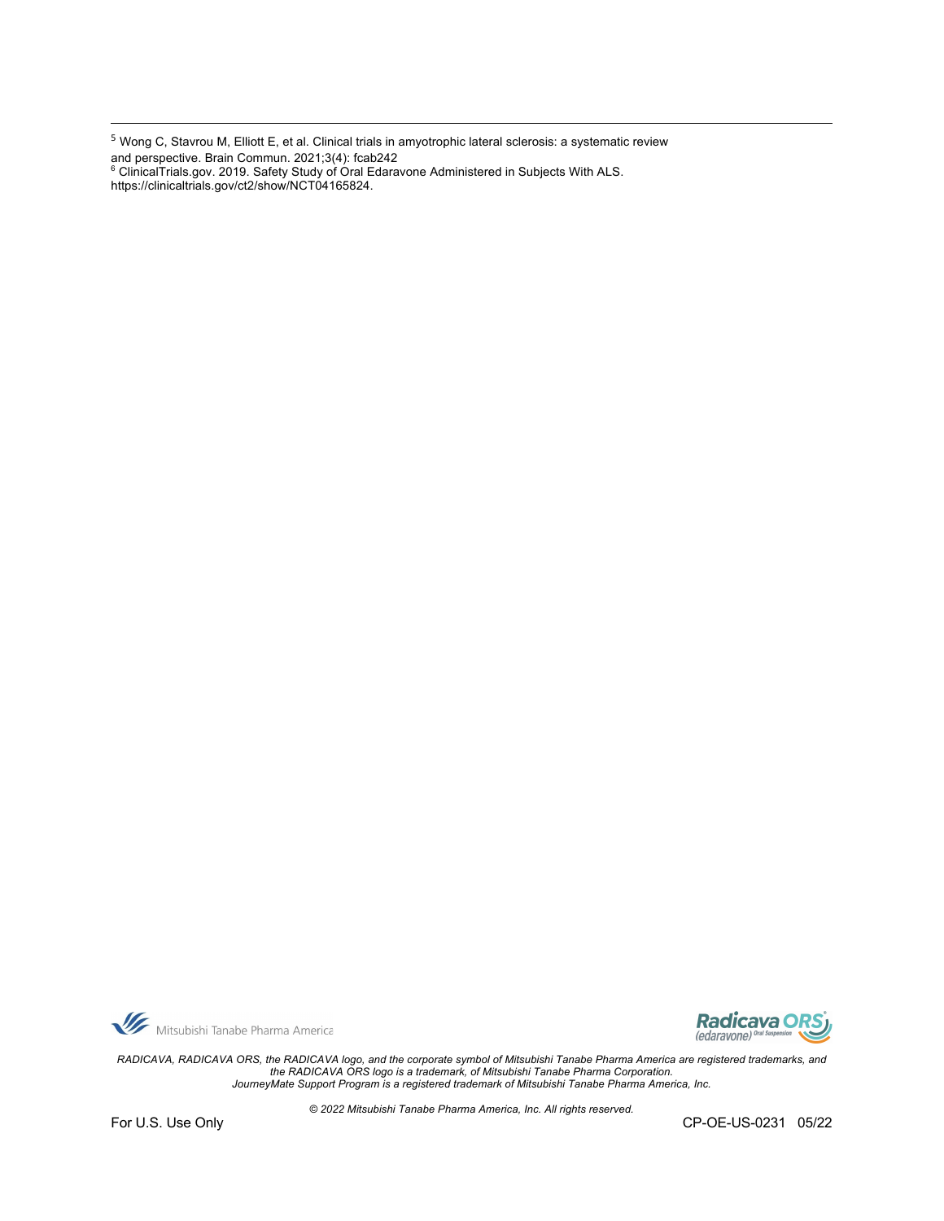[5] Wong C, Stavrou M, Elliott E, et al. Clinical trials in amyotrophic lateral sclerosis: a systematic review and perspective. Brain Commun. 2021;3(4): fcab242

[6] ClinicalTrials.gov. 2019. Safety Study of Oral Edaravone Administered in Subjects With ALS. https://clinicaltrials.gov/ct2/show/NCT04165824.

Mitsubishi Tanabe Pharma America

Radicava ORS (edaravone) Oral Suspension

*RADICAVA, RADICAVA ORS, the RADICAVA logo, and the corporate symbol of Mitsubishi Tanabe Pharma America are registered trademarks, and the RADICAVA ORS logo is a trademark, of Mitsubishi Tanabe Pharma Corporation.*
*JourneyMate Support Program is a registered trademark of Mitsubishi Tanabe Pharma America, Inc.*

*© 2022 Mitsubishi Tanabe Pharma America, Inc. All rights reserved.*

For U.S. Use Only

CP-OE-US-0231 05/22